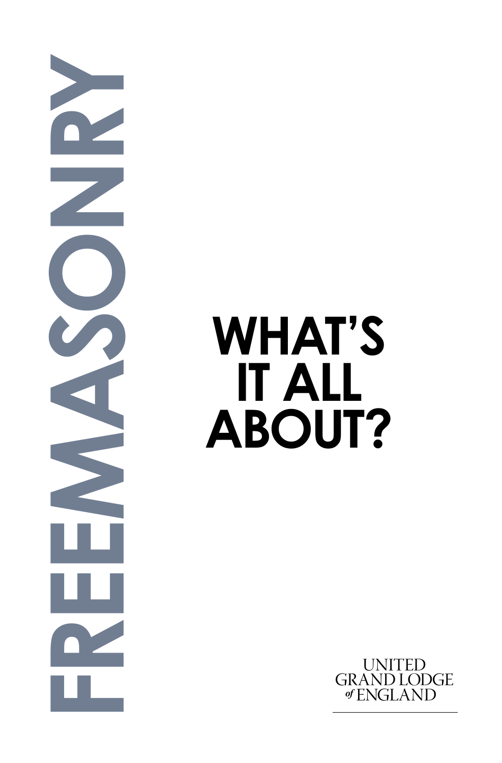# FREEMASONRY

# WHAT'S IT ALL ABOUT?

UNITED GRAND LODGE *of* ENGLAND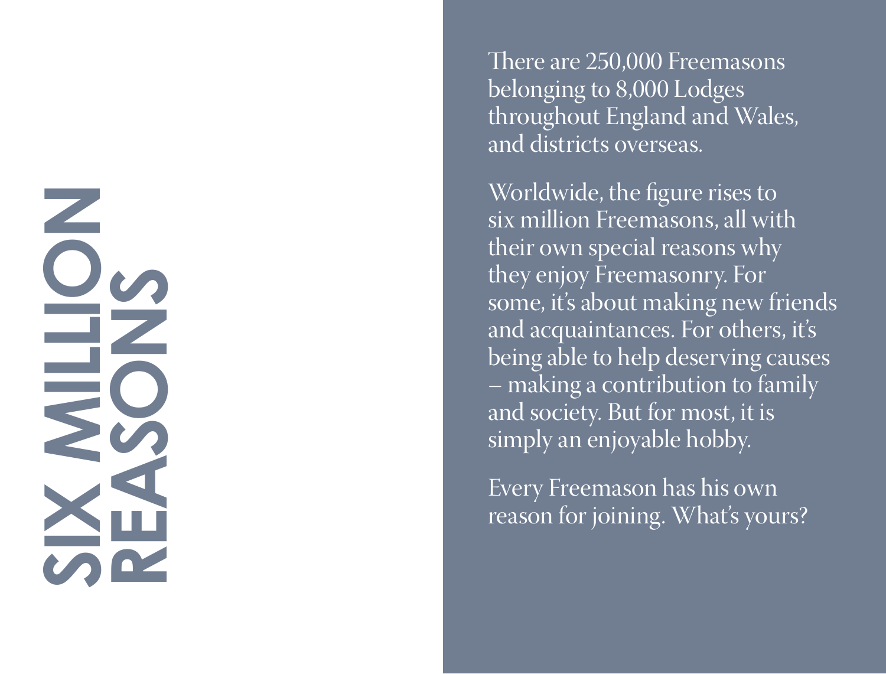# SIX MILLION REASONS

There are 250,000 Freemasons belonging to 8,000 Lodges throughout England and Wales, and districts overseas.

Worldwide, the figure rises to six million Freemasons, all with their own special reasons why they enjoy Freemasonry. For some, it's about making new friends and acquaintances. For others, it's being able to help deserving causes – making a contribution to family and society. But for most, it is simply an enjoyable hobby.

Every Freemason has his own reason for joining. What's yours?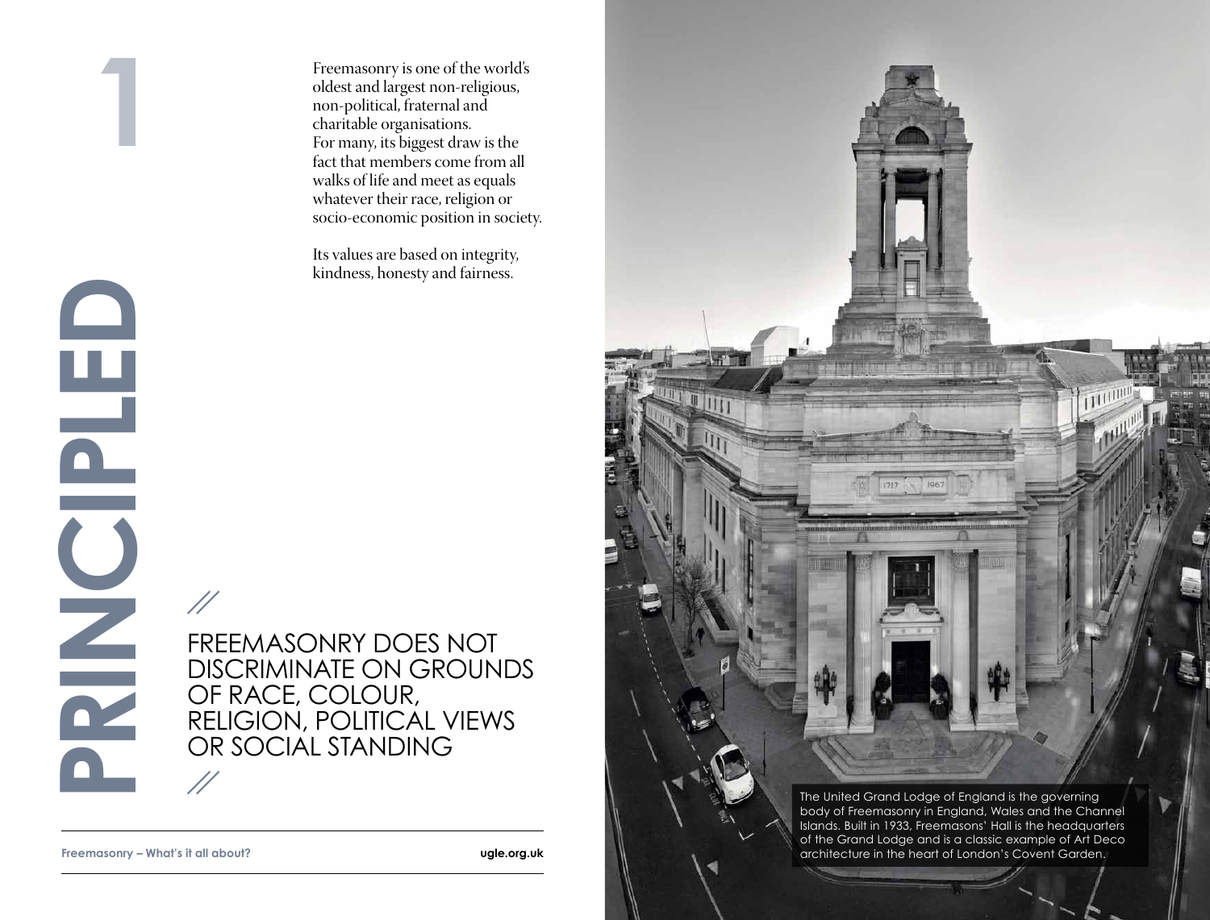# 1 PRINCIPLED

Freemasonry is one of the world's oldest and largest non-religious, non-political, fraternal and charitable organisations. For many, its biggest draw is the fact that members come from all walks of life and meet as equals whatever their race, religion or socio-economic position in society.

Its values are based on integrity, kindness, honesty and fairness.

> FREEMASONRY DOES NOT DISCRIMINATE ON GROUNDS OF RACE, COLOUR, RELIGION, POLITICAL VIEWS OR SOCIAL STANDING

The United Grand Lodge of England is the governing body of Freemasonry in England, Wales and the Channel Islands. Built in 1933, Freemasons' Hall is the headquarters of the Grand Lodge and is a classic example of Art Deco architecture in the heart of London's Covent Garden.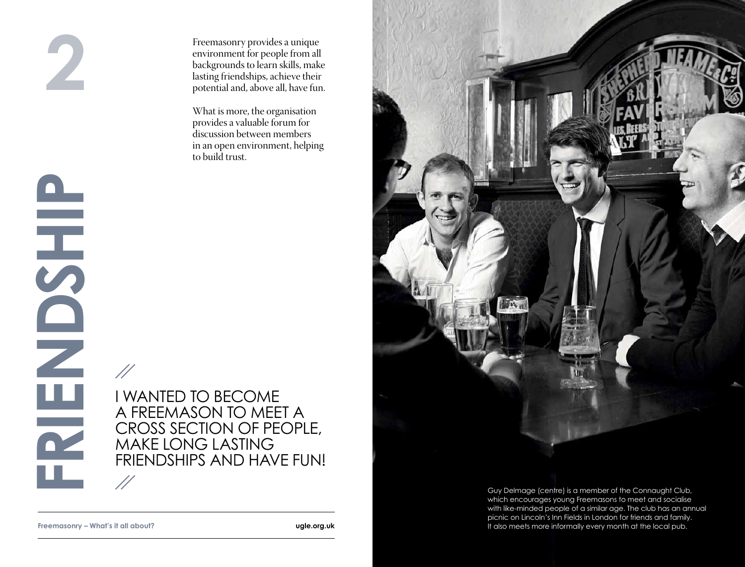# 2

# FRIENDSHIP

Freemasonry provides a unique environment for people from all backgrounds to learn skills, make lasting friendships, achieve their potential and, above all, have fun.

What is more, the organisation provides a valuable forum for discussion between members in an open environment, helping to build trust.

> I WANTED TO BECOME A FREEMASON TO MEET A CROSS SECTION OF PEOPLE, MAKE LONG LASTING FRIENDSHIPS AND HAVE FUN!

Guy Delmage (centre) is a member of the Connaught Club, which encourages young Freemasons to meet and socialise with like-minded people of a similar age. The club has an annual picnic on Lincoln's Inn Fields in London for friends and family. It also meets more informally every month at the local pub.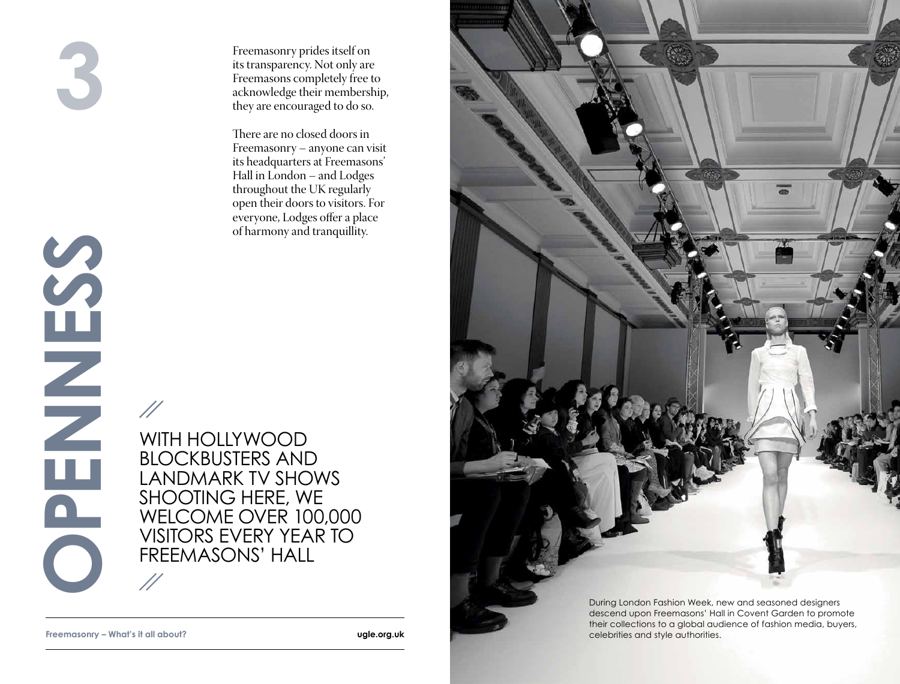# 3

# OPENNESS

Freemasonry prides itself on its transparency. Not only are Freemasons completely free to acknowledge their membership, they are encouraged to do so.

There are no closed doors in Freemasonry – anyone can visit its headquarters at Freemasons' Hall in London – and Lodges throughout the UK regularly open their doors to visitors. For everyone, Lodges offer a place of harmony and tranquillity.

> WITH HOLLYWOOD BLOCKBUSTERS AND LANDMARK TV SHOWS SHOOTING HERE, WE WELCOME OVER 100,000 VISITORS EVERY YEAR TO FREEMASONS' HALL

During London Fashion Week, new and seasoned designers descend upon Freemasons' Hall in Covent Garden to promote their collections to a global audience of fashion media, buyers, celebrities and style authorities.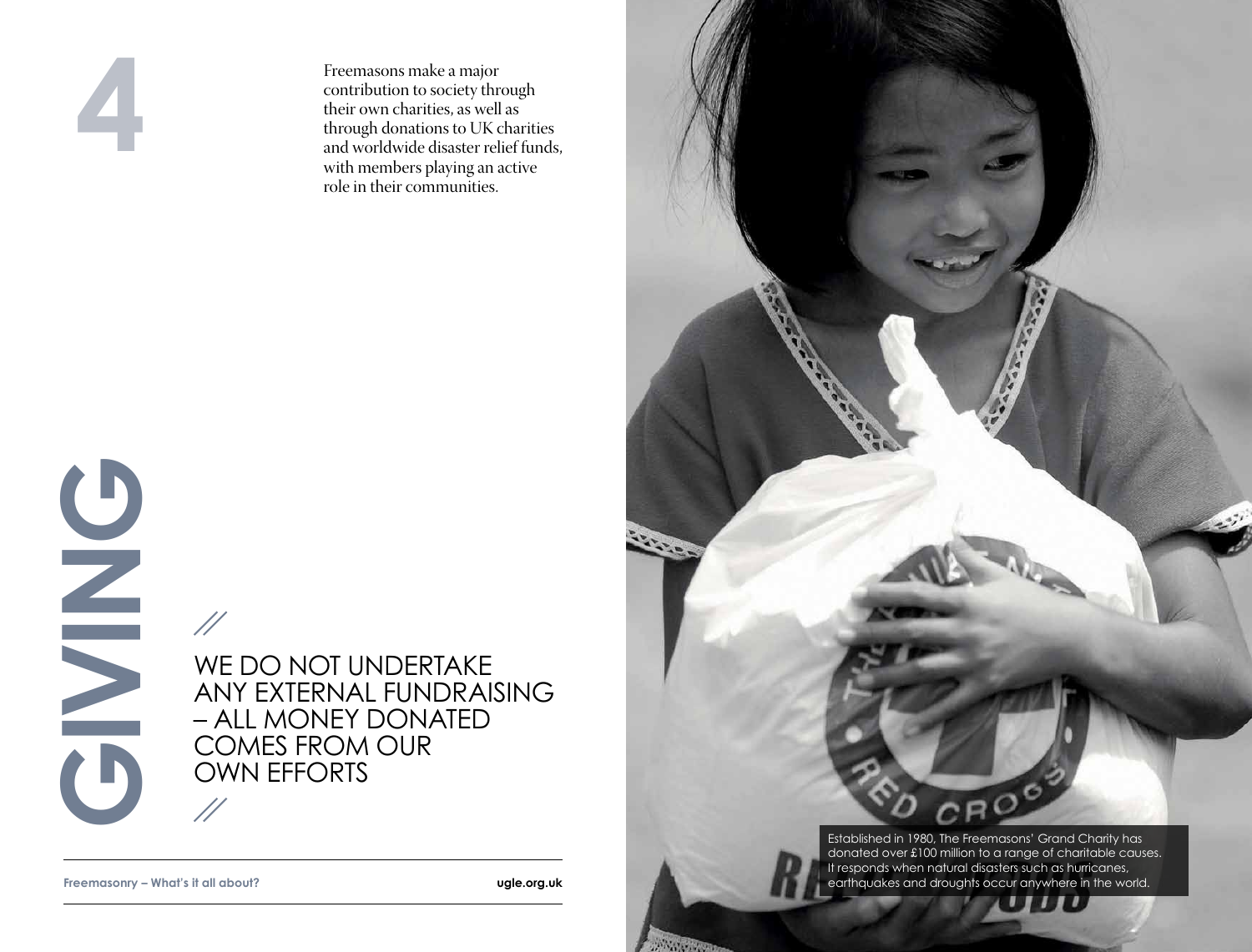# 4

Freemasons make a major contribution to society through their own charities, as well as through donations to UK charities and worldwide disaster relief funds, with members playing an active role in their communities.

## GIVING

// WE DO NOT UNDERTAKE ANY EXTERNAL FUNDRAISING – ALL MONEY DONATED COMES FROM OUR OWN EFFORTS //

Established in 1980, The Freemasons' Grand Charity has donated over £100 million to a range of charitable causes. It responds when natural disasters such as hurricanes, earthquakes and droughts occur anywhere in the world.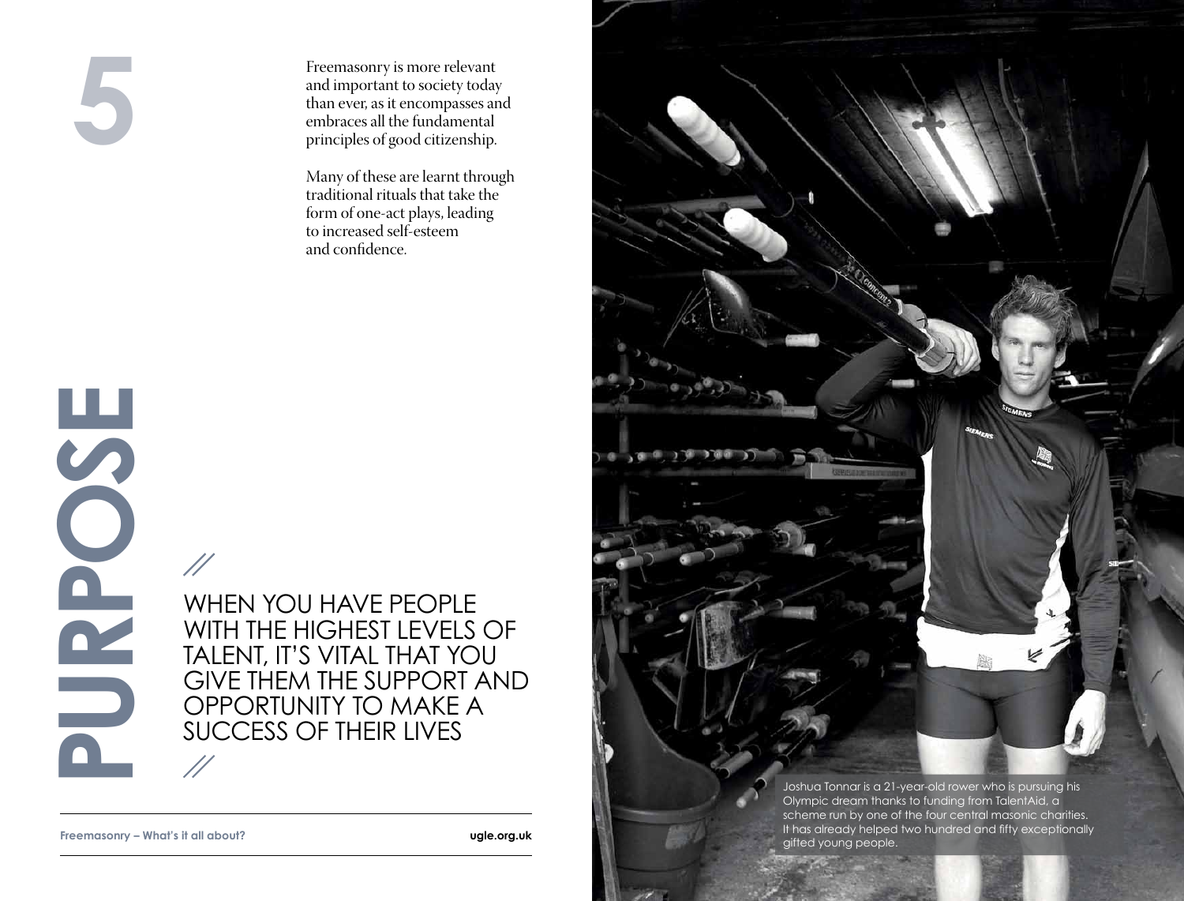# 5

# PURPOSE

Freemasonry is more relevant and important to society today than ever, as it encompasses and embraces all the fundamental principles of good citizenship.

Many of these are learnt through traditional rituals that take the form of one-act plays, leading to increased self-esteem and confidence.

> WHEN YOU HAVE PEOPLE WITH THE HIGHEST LEVELS OF TALENT, IT'S VITAL THAT YOU GIVE THEM THE SUPPORT AND OPPORTUNITY TO MAKE A SUCCESS OF THEIR LIVES

Joshua Tonnar is a 21-year-old rower who is pursuing his Olympic dream thanks to funding from TalentAid, a scheme run by one of the four central masonic charities. It has already helped two hundred and fifty exceptionally gifted young people.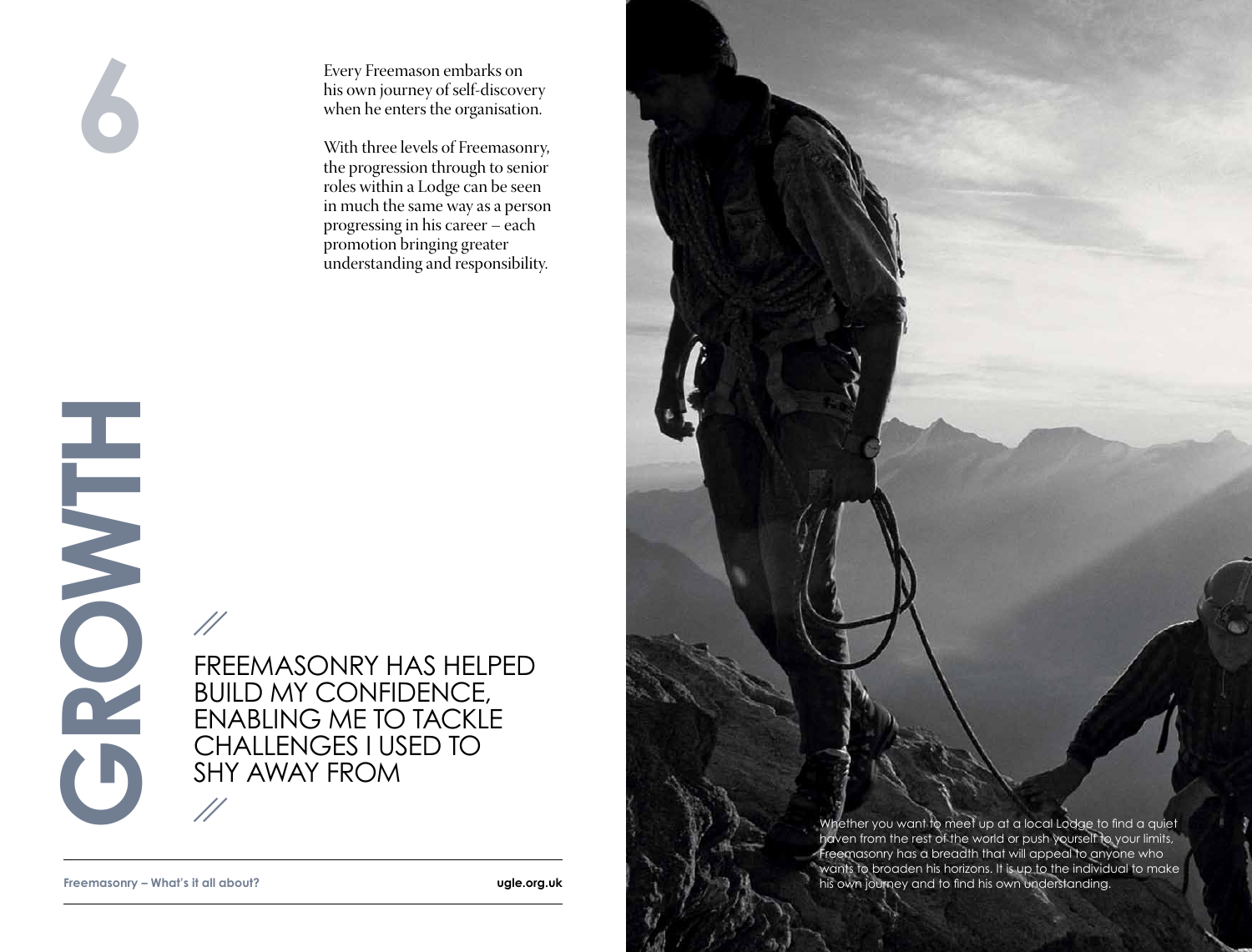# 6

# GROWTH

Every Freemason embarks on his own journey of self-discovery when he enters the organisation.

With three levels of Freemasonry, the progression through to senior roles within a Lodge can be seen in much the same way as a person progressing in his career – each promotion bringing greater understanding and responsibility.

//

FREEMASONRY HAS HELPED BUILD MY CONFIDENCE, ENABLING ME TO TACKLE CHALLENGES I USED TO SHY AWAY FROM

//

Whether you want to meet up at a local Lodge to find a quiet haven from the rest of the world or push yourself to your limits, Freemasonry has a breadth that will appeal to anyone who wants to broaden his horizons. It is up to the individual to make his own journey and to find his own understanding.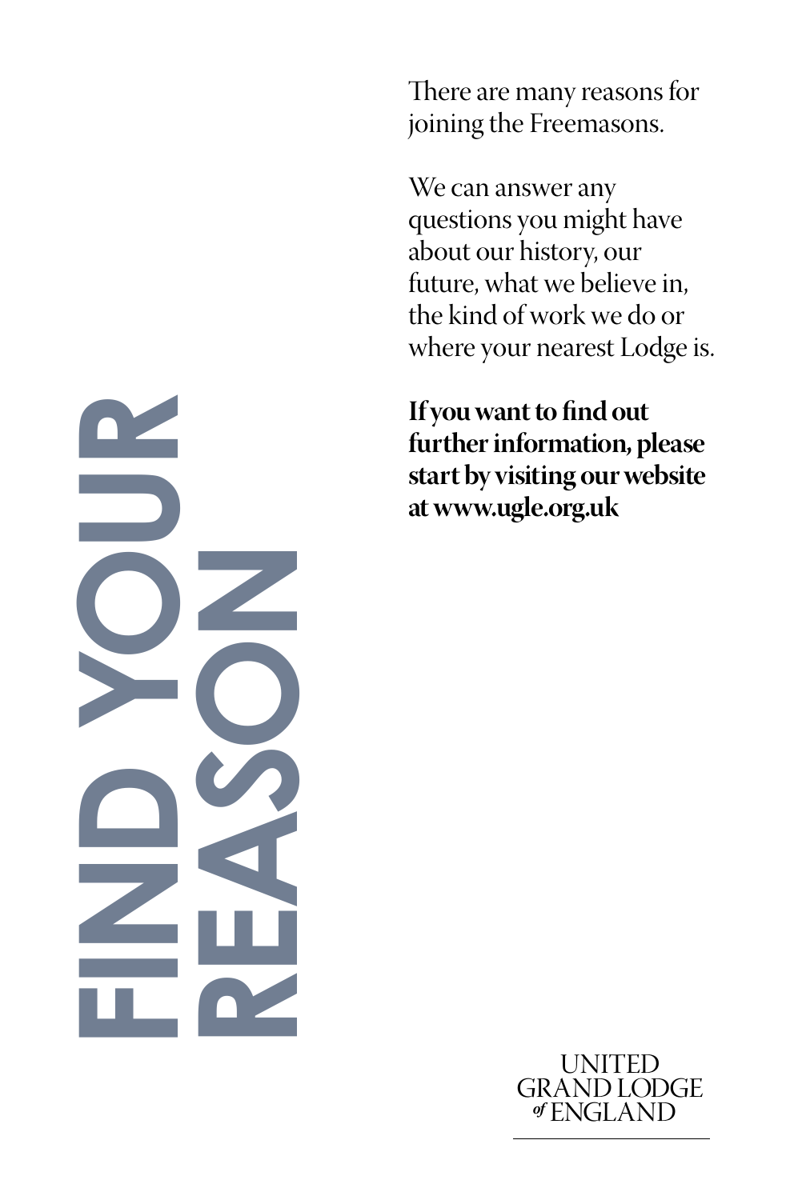# FIND YOUR REASON

There are many reasons for joining the Freemasons.

We can answer any questions you might have about our history, our future, what we believe in, the kind of work we do or where your nearest Lodge is.

**If you want to find out further information, please start by visiting our website at www.ugle.org.uk**

UNITED GRAND LODGE *of* ENGLAND